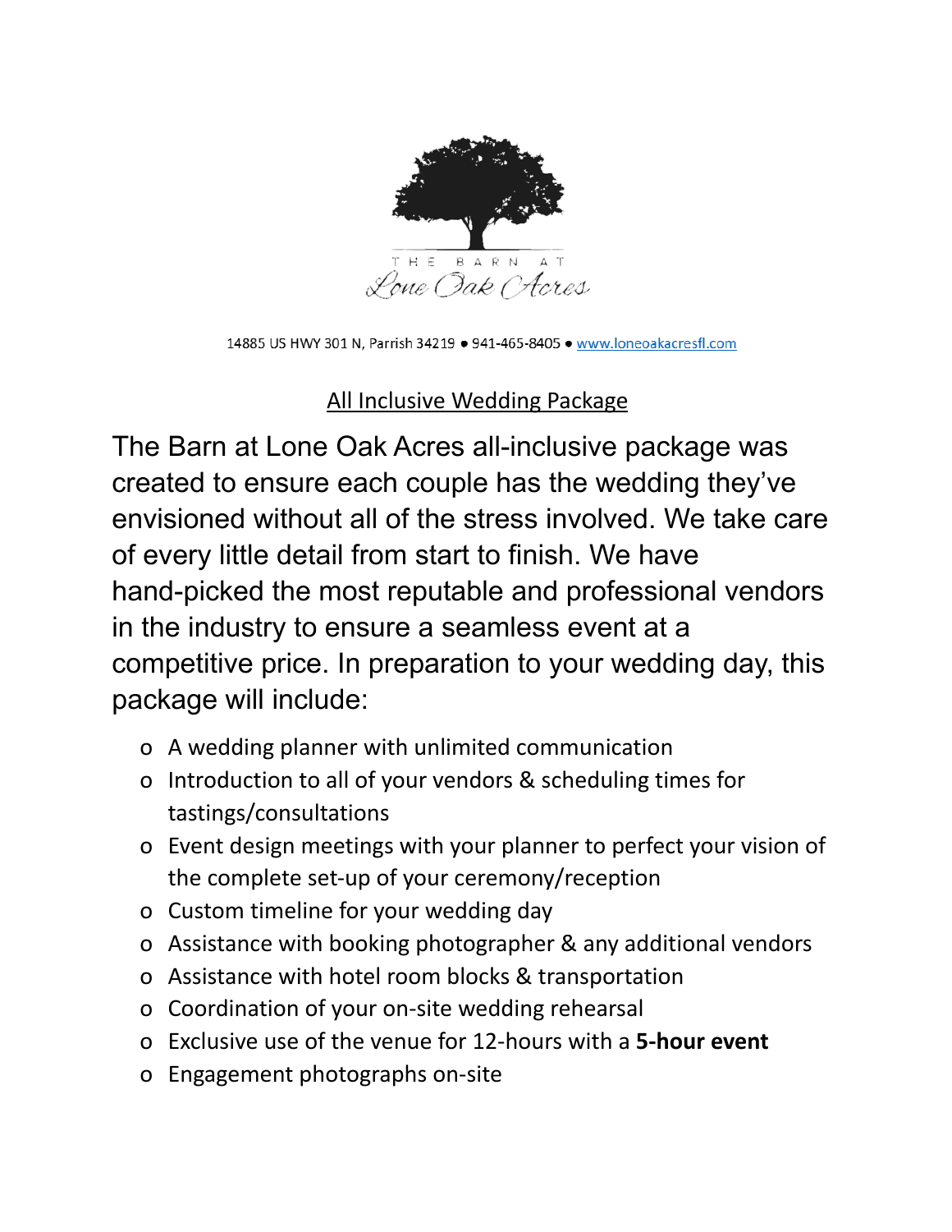THE BARN AT

Lone Oak Acres

14885 US HWY 301 N, Parrish 34219 ● 941-465-8405 ● www.loneoakacresfl.com

## All Inclusive Wedding Package

The Barn at Lone Oak Acres all-inclusive package was created to ensure each couple has the wedding they've envisioned without all of the stress involved. We take care of every little detail from start to finish. We have hand-picked the most reputable and professional vendors in the industry to ensure a seamless event at a competitive price. In preparation to your wedding day, this package will include:

- A wedding planner with unlimited communication
- Introduction to all of your vendors & scheduling times for tastings/consultations
- Event design meetings with your planner to perfect your vision of the complete set-up of your ceremony/reception
- Custom timeline for your wedding day
- Assistance with booking photographer & any additional vendors
- Assistance with hotel room blocks & transportation
- Coordination of your on-site wedding rehearsal
- Exclusive use of the venue for 12-hours with a **5-hour event**
- Engagement photographs on-site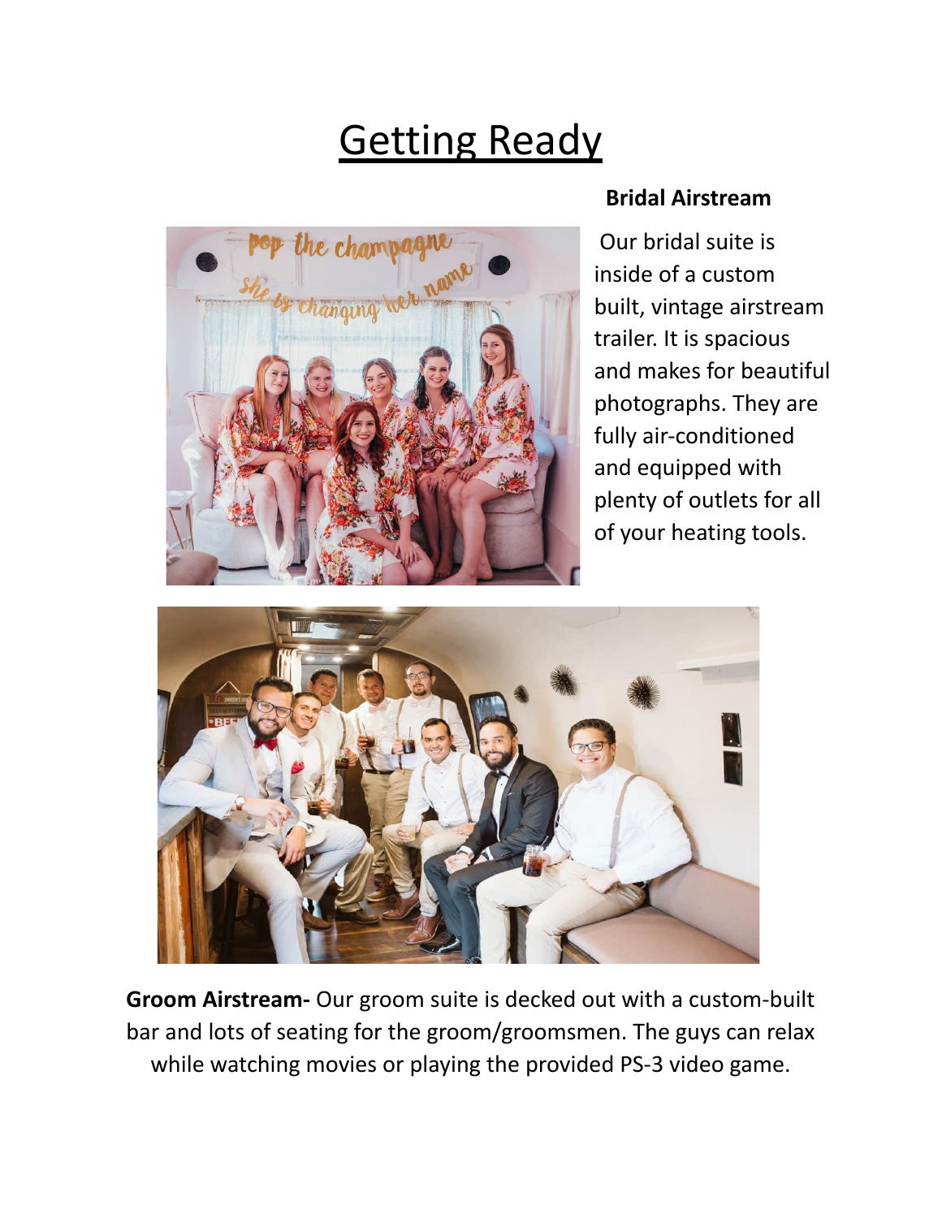# Getting Ready

### Bridal Airstream

Our bridal suite is inside of a custom built, vintage airstream trailer. It is spacious and makes for beautiful photographs. They are fully air-conditioned and equipped with plenty of outlets for all of your heating tools.

**Groom Airstream-** Our groom suite is decked out with a custom-built bar and lots of seating for the groom/groomsmen. The guys can relax while watching movies or playing the provided PS-3 video game.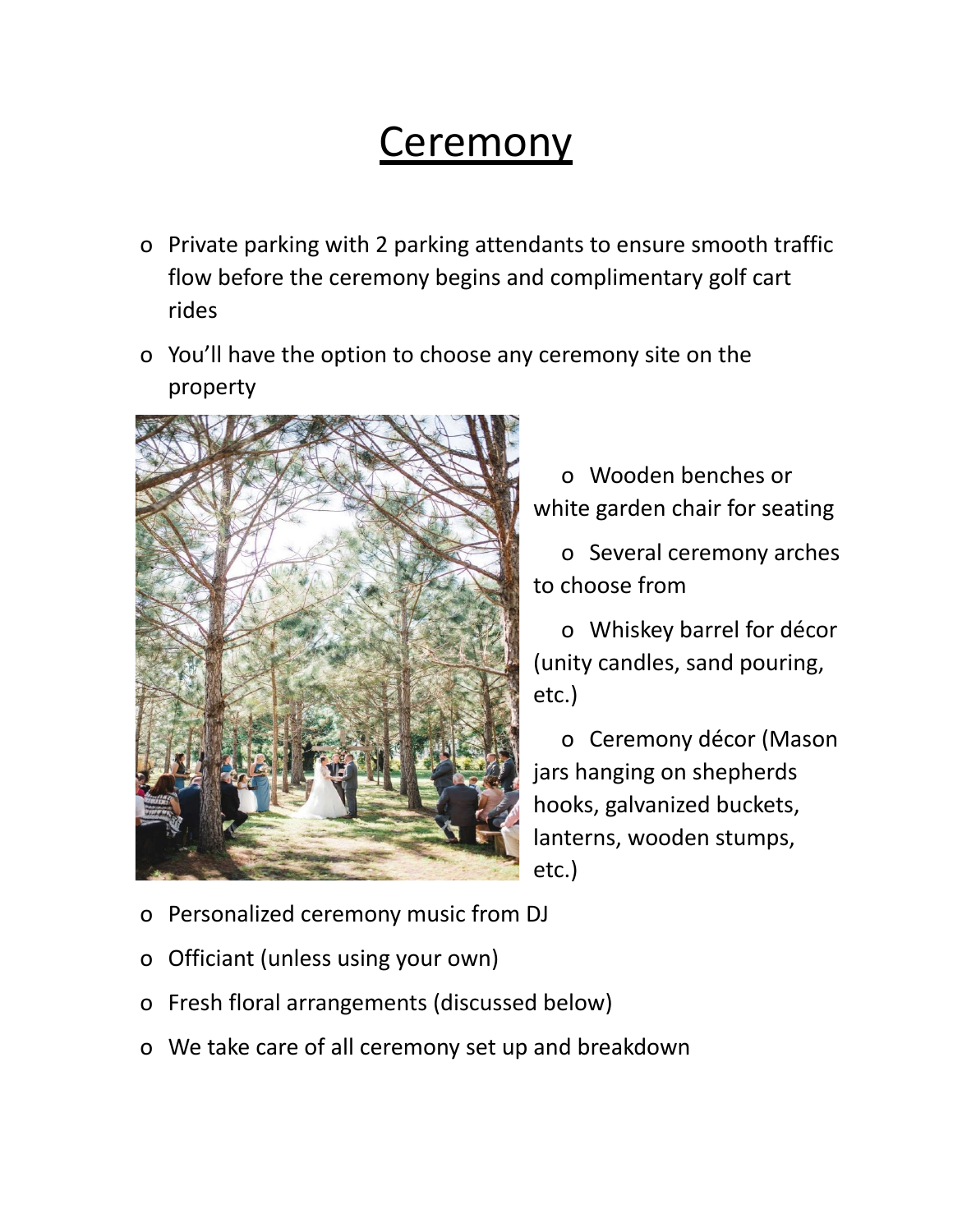# Ceremony

- Private parking with 2 parking attendants to ensure smooth traffic flow before the ceremony begins and complimentary golf cart rides
- You'll have the option to choose any ceremony site on the property
- Wooden benches or white garden chair for seating
- Several ceremony arches to choose from
- Whiskey barrel for décor (unity candles, sand pouring, etc.)
- Ceremony décor (Mason jars hanging on shepherds hooks, galvanized buckets, lanterns, wooden stumps, etc.)
- Personalized ceremony music from DJ
- Officiant (unless using your own)
- Fresh floral arrangements (discussed below)
- We take care of all ceremony set up and breakdown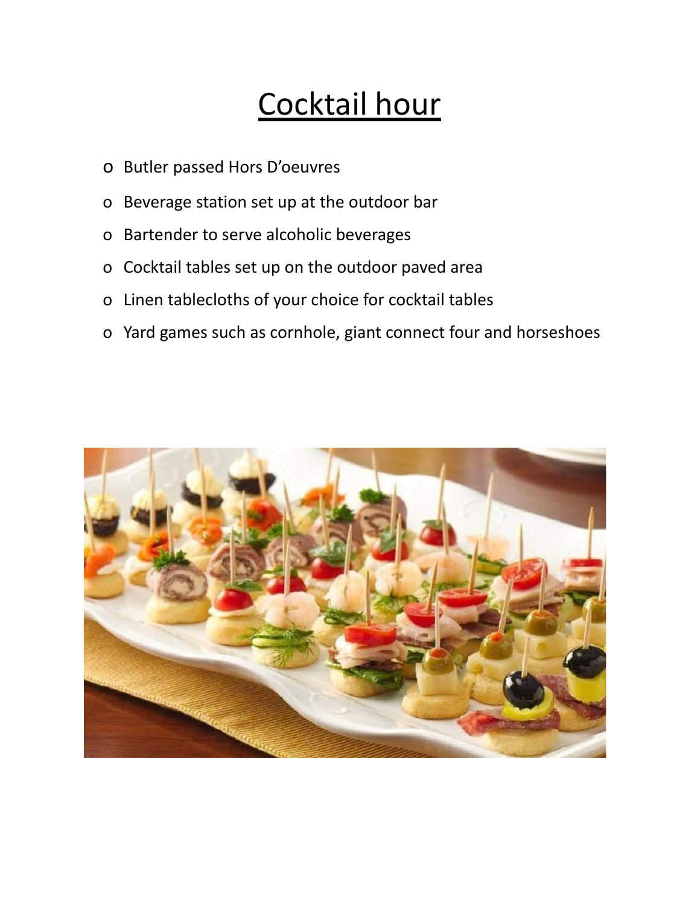# Cocktail hour

- Butler passed Hors D'oeuvres
- Beverage station set up at the outdoor bar
- Bartender to serve alcoholic beverages
- Cocktail tables set up on the outdoor paved area
- Linen tablecloths of your choice for cocktail tables
- Yard games such as cornhole, giant connect four and horseshoes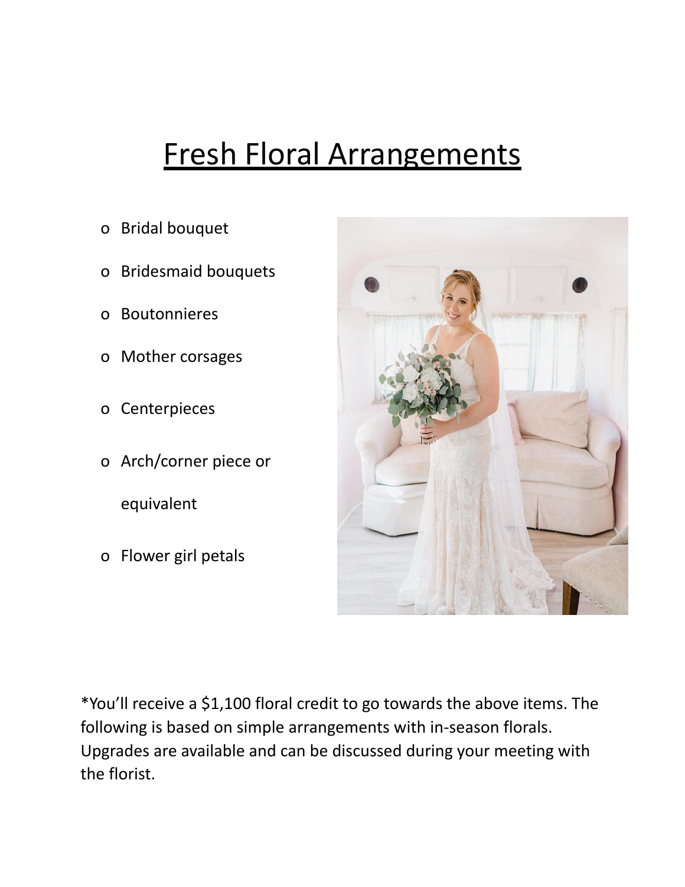# Fresh Floral Arrangements

- Bridal bouquet
- Bridesmaid bouquets
- Boutonnieres
- Mother corsages
- Centerpieces
- Arch/corner piece or equivalent
- Flower girl petals

*You'll receive a $1,100 floral credit to go towards the above items. The following is based on simple arrangements with in-season florals. Upgrades are available and can be discussed during your meeting with the florist.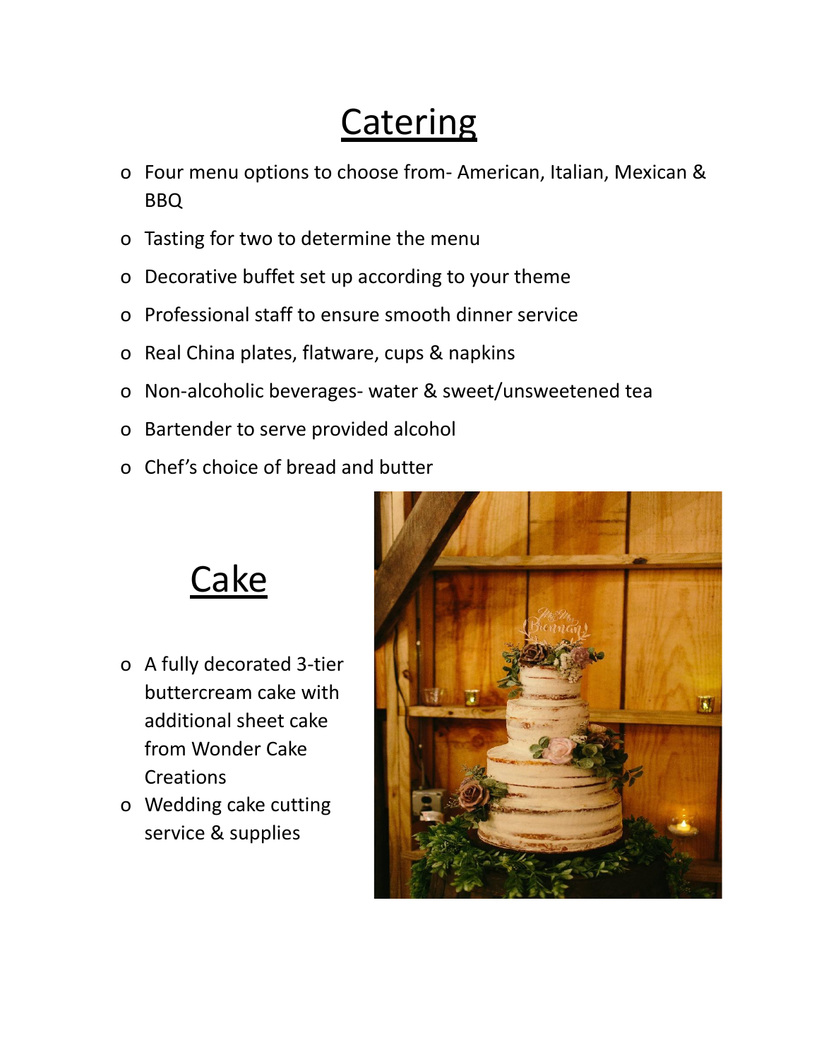# Catering

- Four menu options to choose from- American, Italian, Mexican & BBQ
- Tasting for two to determine the menu
- Decorative buffet set up according to your theme
- Professional staff to ensure smooth dinner service
- Real China plates, flatware, cups & napkins
- Non-alcoholic beverages- water & sweet/unsweetened tea
- Bartender to serve provided alcohol
- Chef's choice of bread and butter

# Cake

- A fully decorated 3-tier buttercream cake with additional sheet cake from Wonder Cake Creations
- Wedding cake cutting service & supplies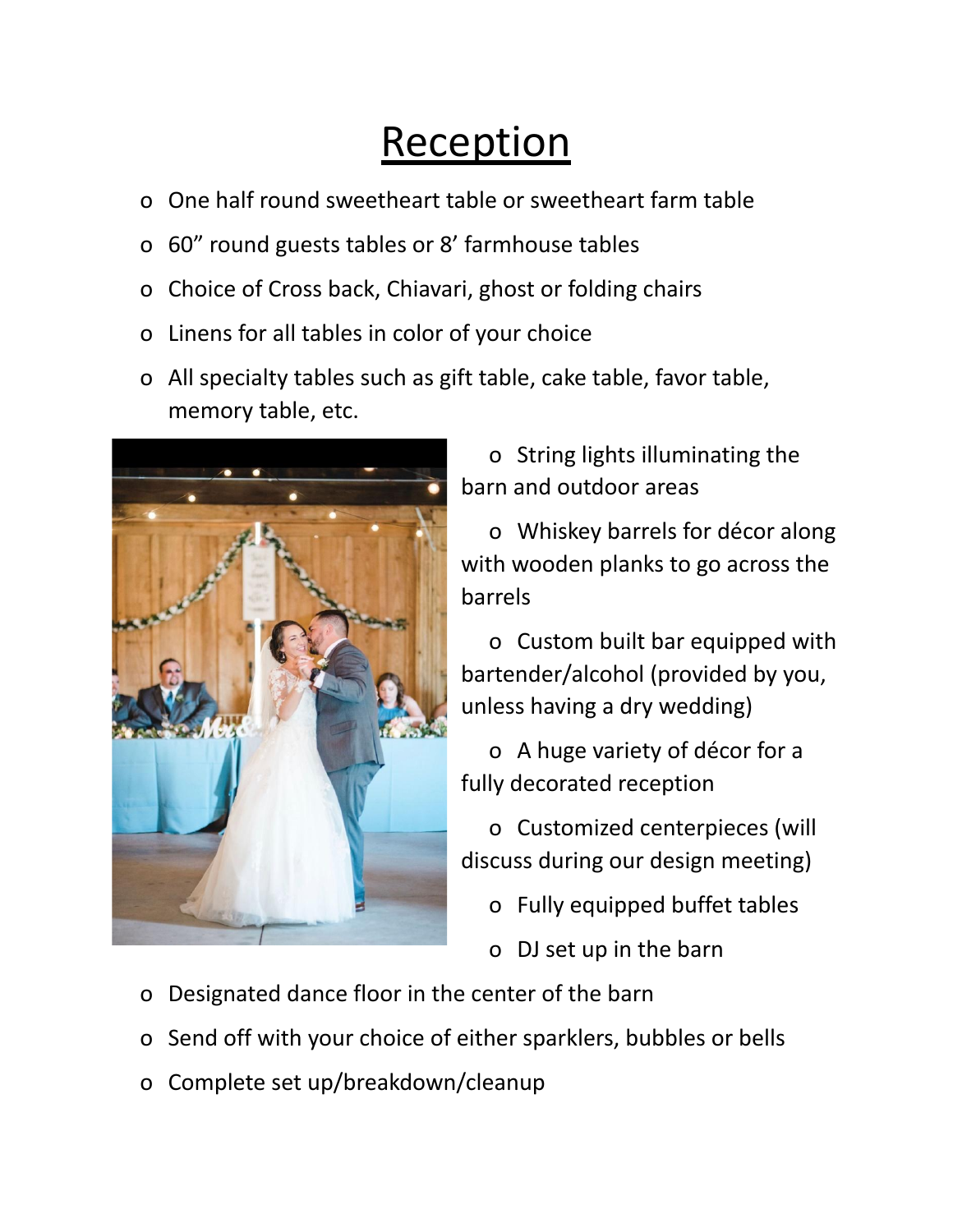# Reception

- One half round sweetheart table or sweetheart farm table
- 60" round guests tables or 8' farmhouse tables
- Choice of Cross back, Chiavari, ghost or folding chairs
- Linens for all tables in color of your choice
- All specialty tables such as gift table, cake table, favor table, memory table, etc.
- String lights illuminating the barn and outdoor areas
- Whiskey barrels for décor along with wooden planks to go across the barrels
- Custom built bar equipped with bartender/alcohol (provided by you, unless having a dry wedding)
- A huge variety of décor for a fully decorated reception
- Customized centerpieces (will discuss during our design meeting)
- Fully equipped buffet tables
- DJ set up in the barn
- Designated dance floor in the center of the barn
- Send off with your choice of either sparklers, bubbles or bells
- Complete set up/breakdown/cleanup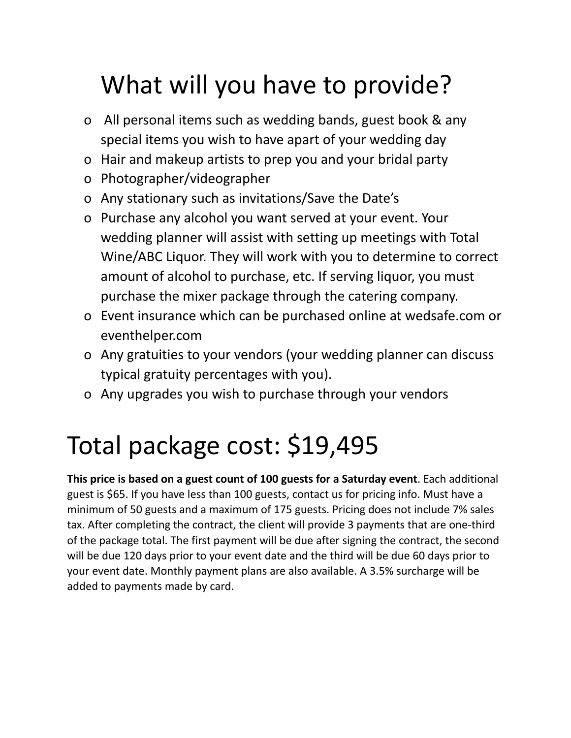# What will you have to provide?

- All personal items such as wedding bands, guest book & any special items you wish to have apart of your wedding day
- Hair and makeup artists to prep you and your bridal party
- Photographer/videographer
- Any stationary such as invitations/Save the Date's
- Purchase any alcohol you want served at your event. Your wedding planner will assist with setting up meetings with Total Wine/ABC Liquor. They will work with you to determine to correct amount of alcohol to purchase, etc. If serving liquor, you must purchase the mixer package through the catering company.
- Event insurance which can be purchased online at wedsafe.com or eventhelper.com
- Any gratuities to your vendors (your wedding planner can discuss typical gratuity percentages with you).
- Any upgrades you wish to purchase through your vendors

# Total package cost: $19,495

**This price is based on a guest count of 100 guests for a Saturday event**. Each additional guest is $65. If you have less than 100 guests, contact us for pricing info. Must have a minimum of 50 guests and a maximum of 175 guests. Pricing does not include 7% sales tax. After completing the contract, the client will provide 3 payments that are one-third of the package total. The first payment will be due after signing the contract, the second will be due 120 days prior to your event date and the third will be due 60 days prior to your event date. Monthly payment plans are also available. A 3.5% surcharge will be added to payments made by card.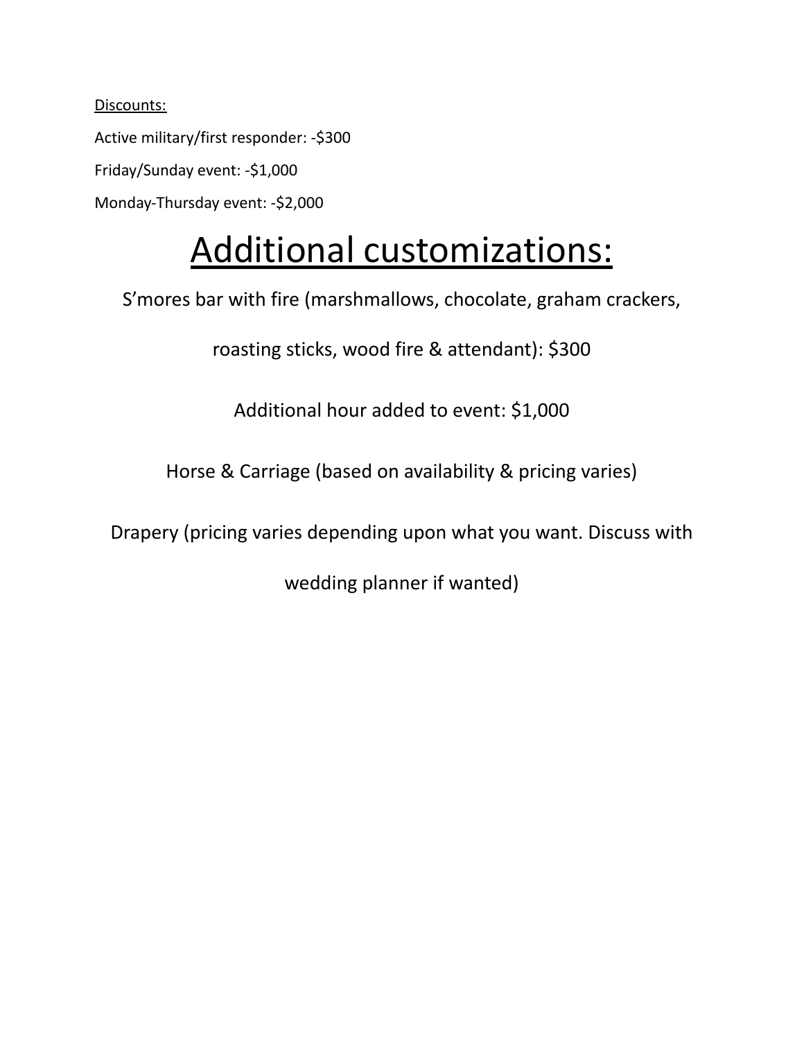<u>Discounts:</u>

Active military/first responder: -$300

Friday/Sunday event: -$1,000

Monday-Thursday event: -$2,000

# <u>Additional customizations:</u>

S'mores bar with fire (marshmallows, chocolate, graham crackers, roasting sticks, wood fire & attendant): $300

Additional hour added to event: $1,000

Horse & Carriage (based on availability & pricing varies)

Drapery (pricing varies depending upon what you want. Discuss with wedding planner if wanted)